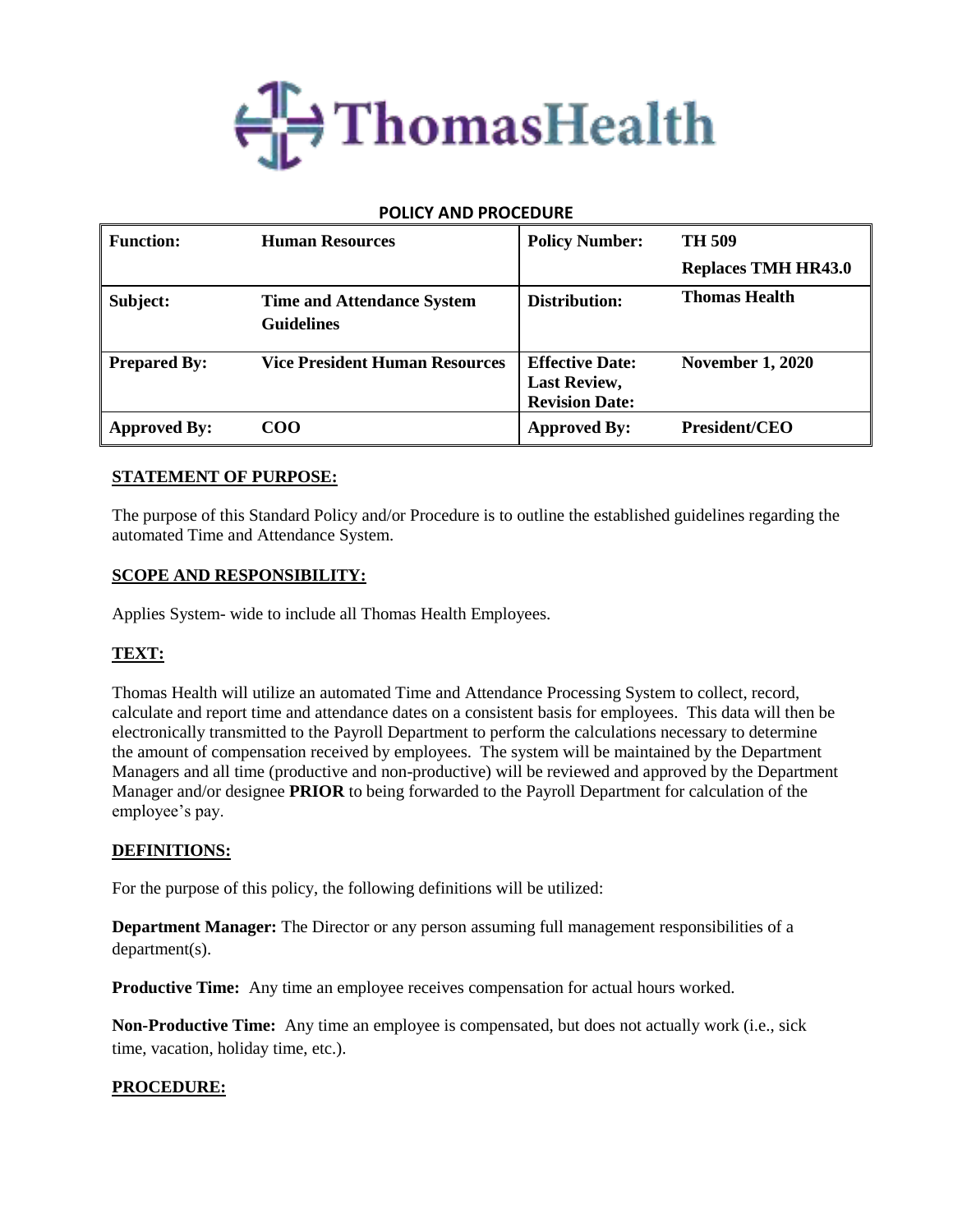# ThomasHealth

**POLICY AND PROCEDURE**

| **Function:** | **Human Resources** | **Policy Number:** | **TH 509**<br>**Replaces TMH HR43.0** |
|---|---|---|---|
| **Subject:** | **Time and Attendance System Guidelines** | **Distribution:** | **Thomas Health** |
| **Prepared By:** | **Vice President Human Resources** | **Effective Date:**<br>**Last Review,**<br>**Revision Date:** | **November 1, 2020** |
| **Approved By:** | **COO** | **Approved By:** | **President/CEO** |

## STATEMENT OF PURPOSE:

The purpose of this Standard Policy and/or Procedure is to outline the established guidelines regarding the automated Time and Attendance System.

## SCOPE AND RESPONSIBILITY:

Applies System- wide to include all Thomas Health Employees.

## TEXT:

Thomas Health will utilize an automated Time and Attendance Processing System to collect, record, calculate and report time and attendance dates on a consistent basis for employees. This data will then be electronically transmitted to the Payroll Department to perform the calculations necessary to determine the amount of compensation received by employees. The system will be maintained by the Department Managers and all time (productive and non-productive) will be reviewed and approved by the Department Manager and/or designee **PRIOR** to being forwarded to the Payroll Department for calculation of the employee's pay.

## DEFINITIONS:

For the purpose of this policy, the following definitions will be utilized:

**Department Manager:** The Director or any person assuming full management responsibilities of a department(s).

**Productive Time:** Any time an employee receives compensation for actual hours worked.

**Non-Productive Time:** Any time an employee is compensated, but does not actually work (i.e., sick time, vacation, holiday time, etc.).

## PROCEDURE: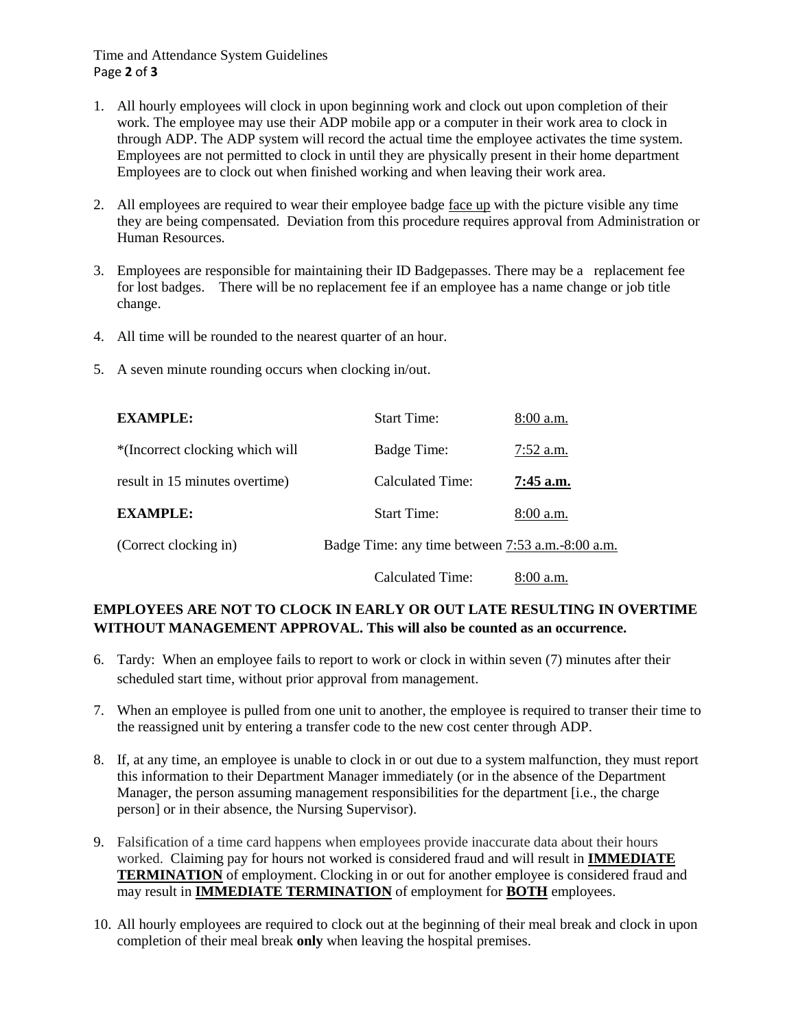1. All hourly employees will clock in upon beginning work and clock out upon completion of their work. The employee may use their ADP mobile app or a computer in their work area to clock in through ADP. The ADP system will record the actual time the employee activates the time system. Employees are not permitted to clock in until they are physically present in their home department Employees are to clock out when finished working and when leaving their work area.

2. All employees are required to wear their employee badge face up with the picture visible any time they are being compensated. Deviation from this procedure requires approval from Administration or Human Resources.

3. Employees are responsible for maintaining their ID Badgepasses. There may be a replacement fee for lost badges. There will be no replacement fee if an employee has a name change or job title change.

4. All time will be rounded to the nearest quarter of an hour.

5. A seven minute rounding occurs when clocking in/out.

| | | |
|---|---|---|
| **EXAMPLE:** | Start Time: | 8:00 a.m. |
| *(Incorrect clocking which will | Badge Time: | 7:52 a.m. |
| result in 15 minutes overtime) | Calculated Time: | **7:45 a.m.** |
| **EXAMPLE:** | Start Time: | 8:00 a.m. |
| (Correct clocking in) | Badge Time: any time between 7:53 a.m.-8:00 a.m. | |
| | Calculated Time: | 8:00 a.m. |

**EMPLOYEES ARE NOT TO CLOCK IN EARLY OR OUT LATE RESULTING IN OVERTIME WITHOUT MANAGEMENT APPROVAL. This will also be counted as an occurrence.**

6. Tardy: When an employee fails to report to work or clock in within seven (7) minutes after their scheduled start time, without prior approval from management.

7. When an employee is pulled from one unit to another, the employee is required to transer their time to the reassigned unit by entering a transfer code to the new cost center through ADP.

8. If, at any time, an employee is unable to clock in or out due to a system malfunction, they must report this information to their Department Manager immediately (or in the absence of the Department Manager, the person assuming management responsibilities for the department [i.e., the charge person] or in their absence, the Nursing Supervisor).

9. Falsification of a time card happens when employees provide inaccurate data about their hours worked. Claiming pay for hours not worked is considered fraud and will result in **IMMEDIATE TERMINATION** of employment. Clocking in or out for another employee is considered fraud and may result in **IMMEDIATE TERMINATION** of employment for **BOTH** employees.

10. All hourly employees are required to clock out at the beginning of their meal break and clock in upon completion of their meal break **only** when leaving the hospital premises.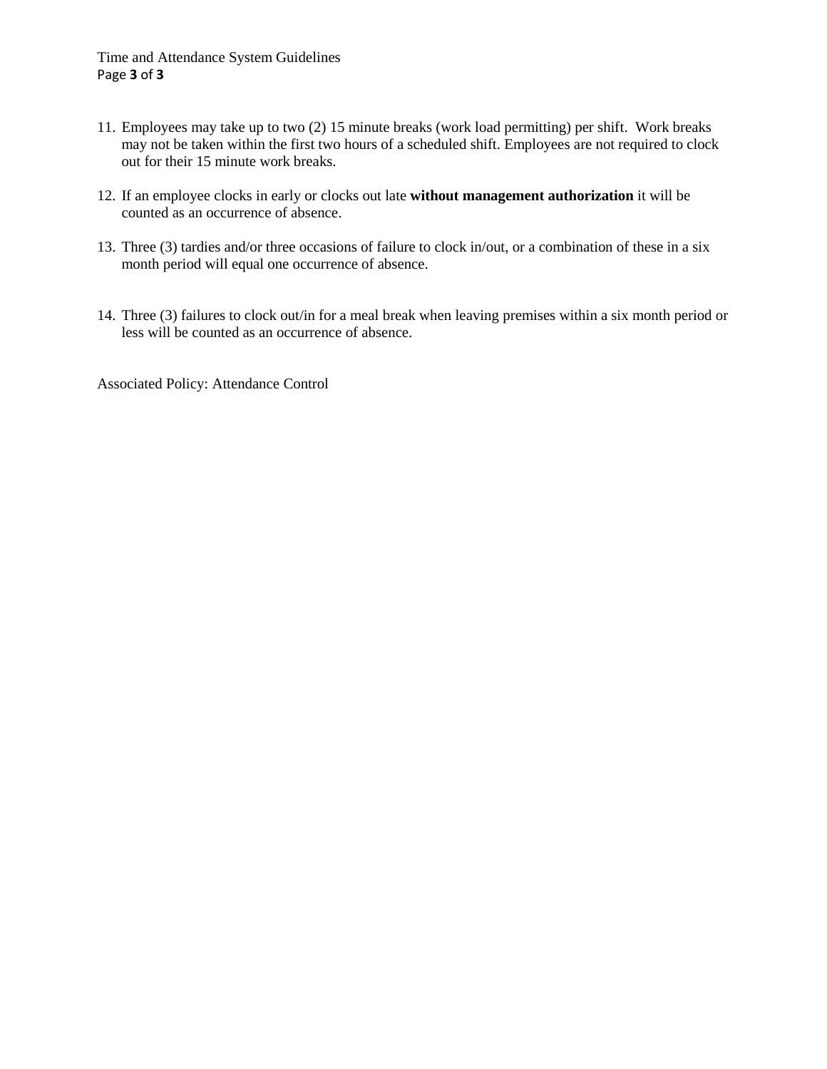11. Employees may take up to two (2) 15 minute breaks (work load permitting) per shift. Work breaks may not be taken within the first two hours of a scheduled shift. Employees are not required to clock out for their 15 minute work breaks.

12. If an employee clocks in early or clocks out late **without management authorization** it will be counted as an occurrence of absence.

13. Three (3) tardies and/or three occasions of failure to clock in/out, or a combination of these in a six month period will equal one occurrence of absence.

14. Three (3) failures to clock out/in for a meal break when leaving premises within a six month period or less will be counted as an occurrence of absence.

Associated Policy: Attendance Control